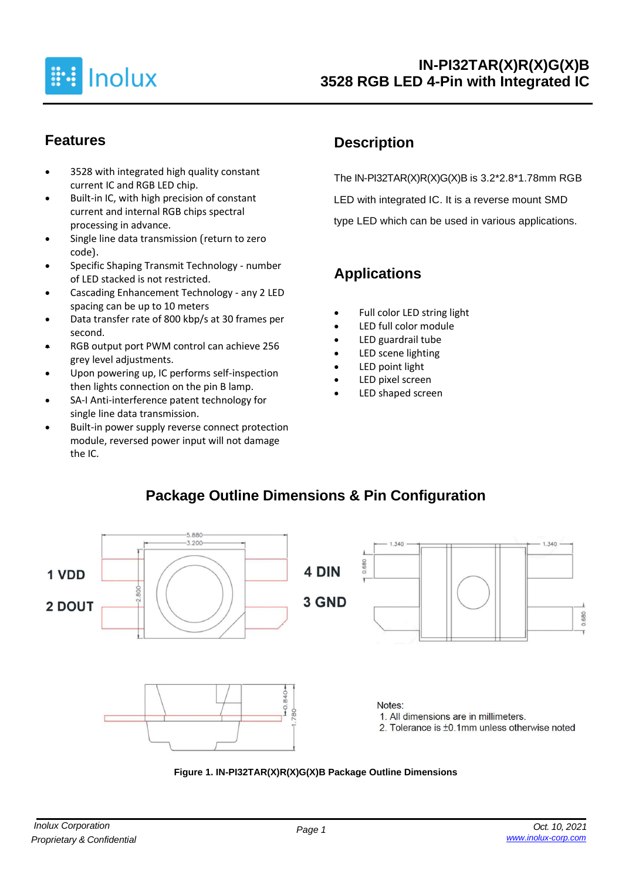# IN-PI32TAR(X)R(X)G(X)B
## 3528 RGB LED 4-Pin with Integrated IC

## Features

- 3528 with integrated high quality constant current IC and RGB LED chip.
- Built-in IC, with high precision of constant current and internal RGB chips spectral processing in advance.
- Single line data transmission (return to zero code).
- Specific Shaping Transmit Technology - number of LED stacked is not restricted.
- Cascading Enhancement Technology - any 2 LED spacing can be up to 10 meters
- Data transfer rate of 800 kbp/s at 30 frames per second.
- RGB output port PWM control can achieve 256 grey level adjustments.
- Upon powering up, IC performs self-inspection then lights connection on the pin B lamp.
- SA-I Anti-interference patent technology for single line data transmission.
- Built-in power supply reverse connect protection module, reversed power input will not damage the IC.

## Description

The IN-PI32TAR(X)R(X)G(X)B is 3.2*2.8*1.78mm RGB LED with integrated IC. It is a reverse mount SMD type LED which can be used in various applications.

## Applications

- Full color LED string light
- LED full color module
- LED guardrail tube
- LED scene lighting
- LED point light
- LED pixel screen
- LED shaped screen

## Package Outline Dimensions & Pin Configuration

1 VDD

2 DOUT

4 DIN

3 GND

5.880

3.200

2.800

1.340

1.340

0.680

0.680

0.840

1.780

Notes:
1. All dimensions are in millimeters.
2. Tolerance is ±0.1mm unless otherwise noted

**Figure 1. IN-PI32TAR(X)R(X)G(X)B Package Outline Dimensions**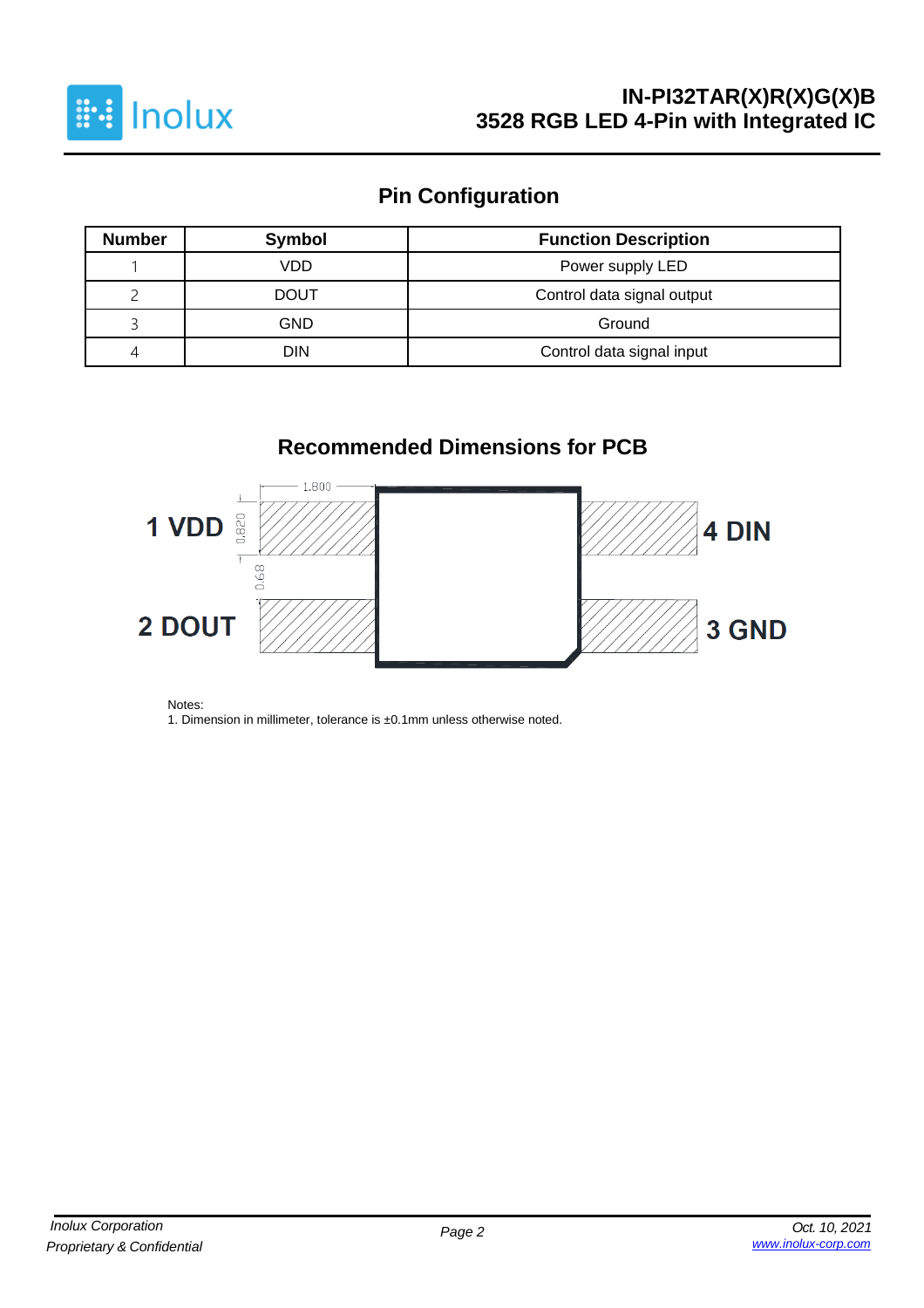## Pin Configuration

| Number | Symbol | Function Description |
|---|---|---|
| 1 | VDD | Power supply LED |
| 2 | DOUT | Control data signal output |
| 3 | GND | Ground |
| 4 | DIN | Control data signal input |

## Recommended Dimensions for PCB

Notes:
1. Dimension in millimeter, tolerance is ±0.1mm unless otherwise noted.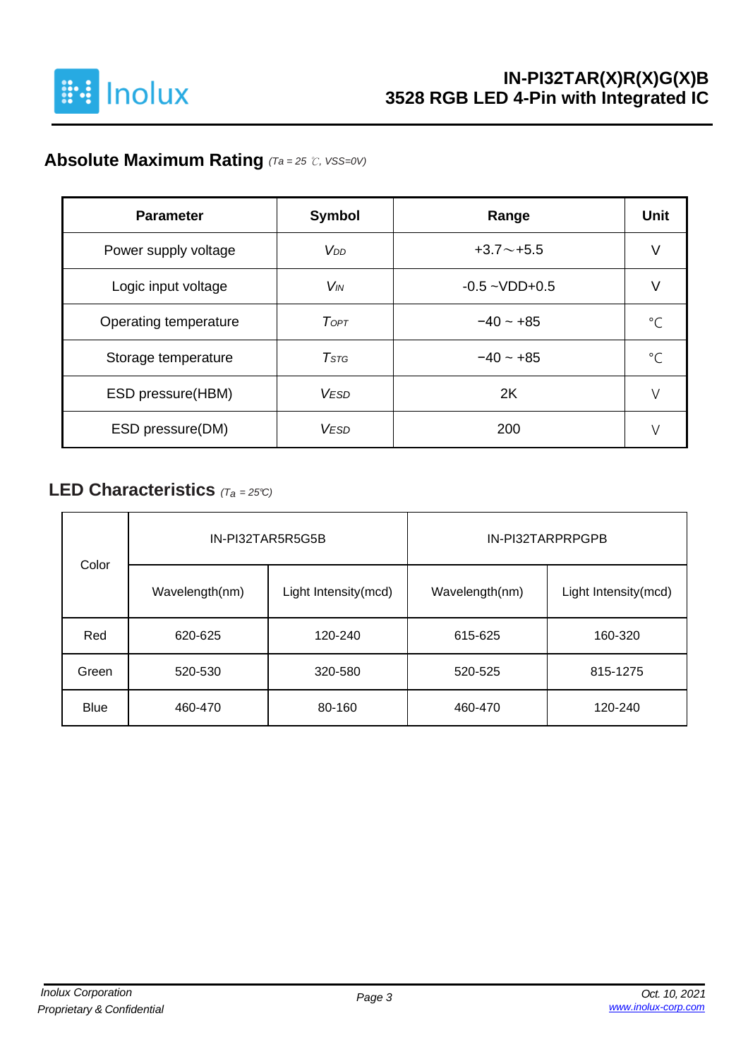## Absolute Maximum Rating *(Ta = 25 ℃, VSS=0V)*

| Parameter | Symbol | Range | Unit |
|---|---|---|---|
| Power supply voltage | $V_{DD}$ | +3.7～+5.5 | V |
| Logic input voltage | $V_{IN}$ | -0.5 ~VDD+0.5 | V |
| Operating temperature | $T_{OPT}$ | −40 ~ +85 | ℃ |
| Storage temperature | $T_{STG}$ | −40 ~ +85 | ℃ |
| ESD pressure(HBM) | $V_{ESD}$ | 2K | V |
| ESD pressure(DM) | $V_{ESD}$ | 200 | V |

## LED Characteristics *($T_a$ = 25℃)*

| Color | IN-PI32TAR5R5G5B | | IN-PI32TARPRPGPB | |
|---|---|---|---|---|
| | Wavelength(nm) | Light Intensity(mcd) | Wavelength(nm) | Light Intensity(mcd) |
| Red | 620-625 | 120-240 | 615-625 | 160-320 |
| Green | 520-530 | 320-580 | 520-525 | 815-1275 |
| Blue | 460-470 | 80-160 | 460-470 | 120-240 |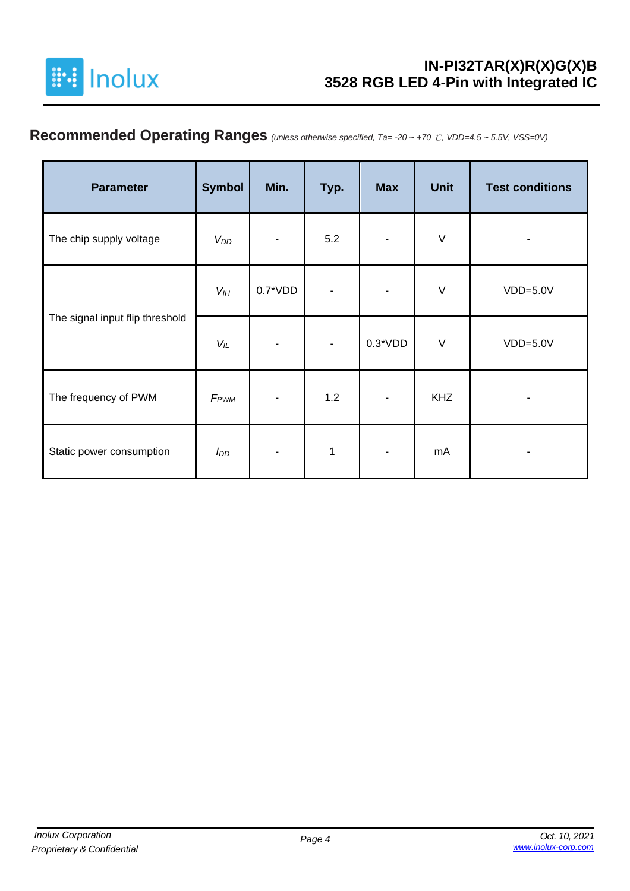## Recommended Operating Ranges *(unless otherwise specified, Ta= -20 ~ +70 ℃, VDD=4.5 ~ 5.5V, VSS=0V)*

| Parameter | Symbol | Min. | Typ. | Max | Unit | Test conditions |
|---|---|---|---|---|---|---|
| The chip supply voltage | $V_{DD}$ | - | 5.2 | - | V | - |
| The signal input flip threshold | $V_{IH}$ | 0.7*VDD | - | - | V | VDD=5.0V |
| | $V_{IL}$ | - | - | 0.3*VDD | V | VDD=5.0V |
| The frequency of PWM | $F_{PWM}$ | - | 1.2 | - | KHZ | - |
| Static power consumption | $I_{DD}$ | - | 1 | - | mA | - |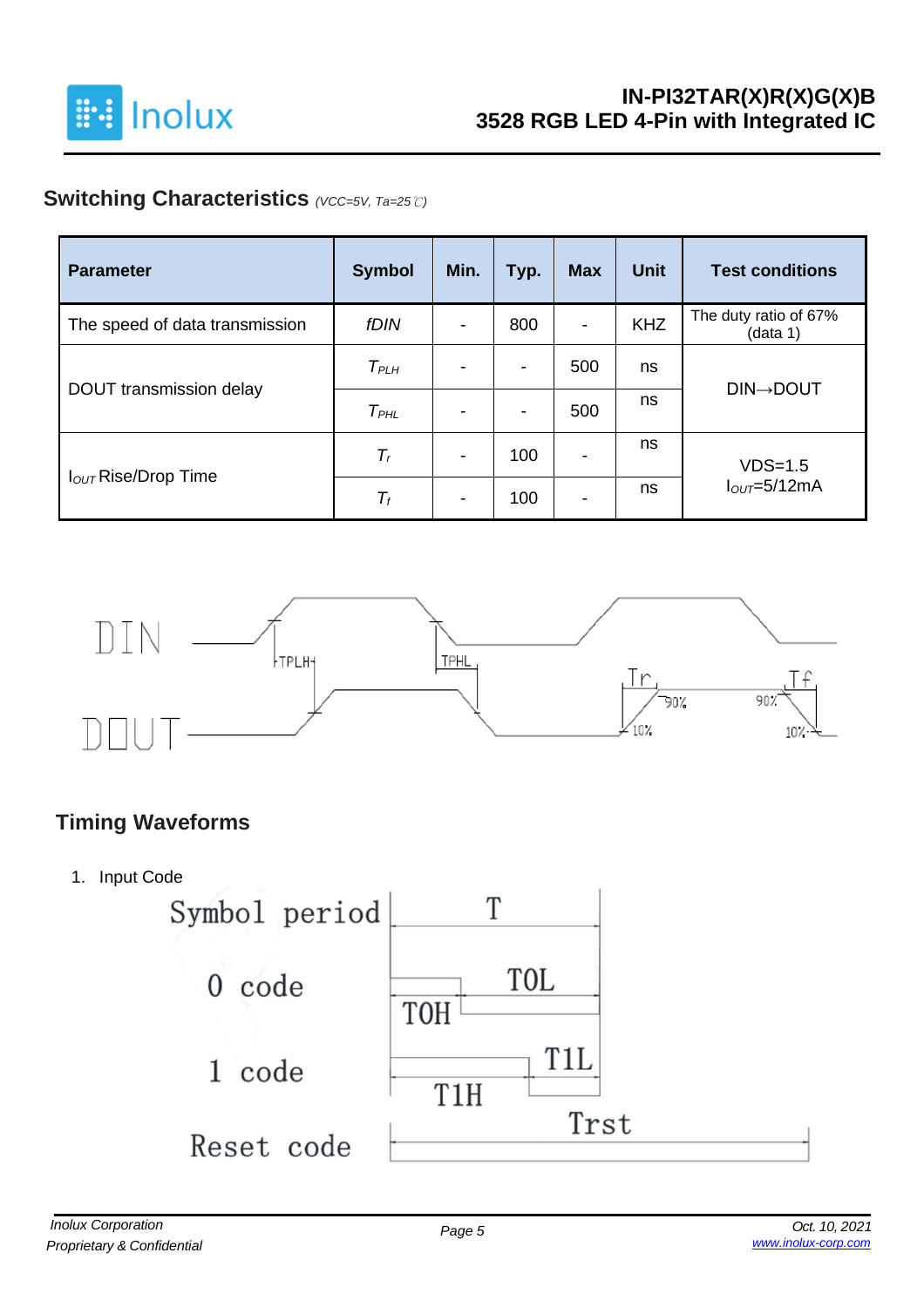## Switching Characteristics *(VCC=5V, Ta=25℃)*

| Parameter | Symbol | Min. | Typ. | Max | Unit | Test conditions |
|---|---|---|---|---|---|---|
| The speed of data transmission | *fDIN* | - | 800 | - | KHZ | The duty ratio of 67% (data 1) |
| DOUT transmission delay | $T_{PLH}$ | - | - | 500 | ns | DIN→DOUT |
| | $T_{PHL}$ | - | - | 500 | ns | |
| $I_{OUT}$ Rise/Drop Time | $T_r$ | - | 100 | - | ns | VDS=1.5 $I_{OUT}$=5/12mA |
| | $T_f$ | - | 100 | - | ns | |

DIN

DOUT

TPLH TPHL Tr Tf 90% 10% 90% 10%

## Timing Waveforms

1. Input Code

Symbol period T

0 code T0H T0L

1 code T1H T1L

Reset code Trst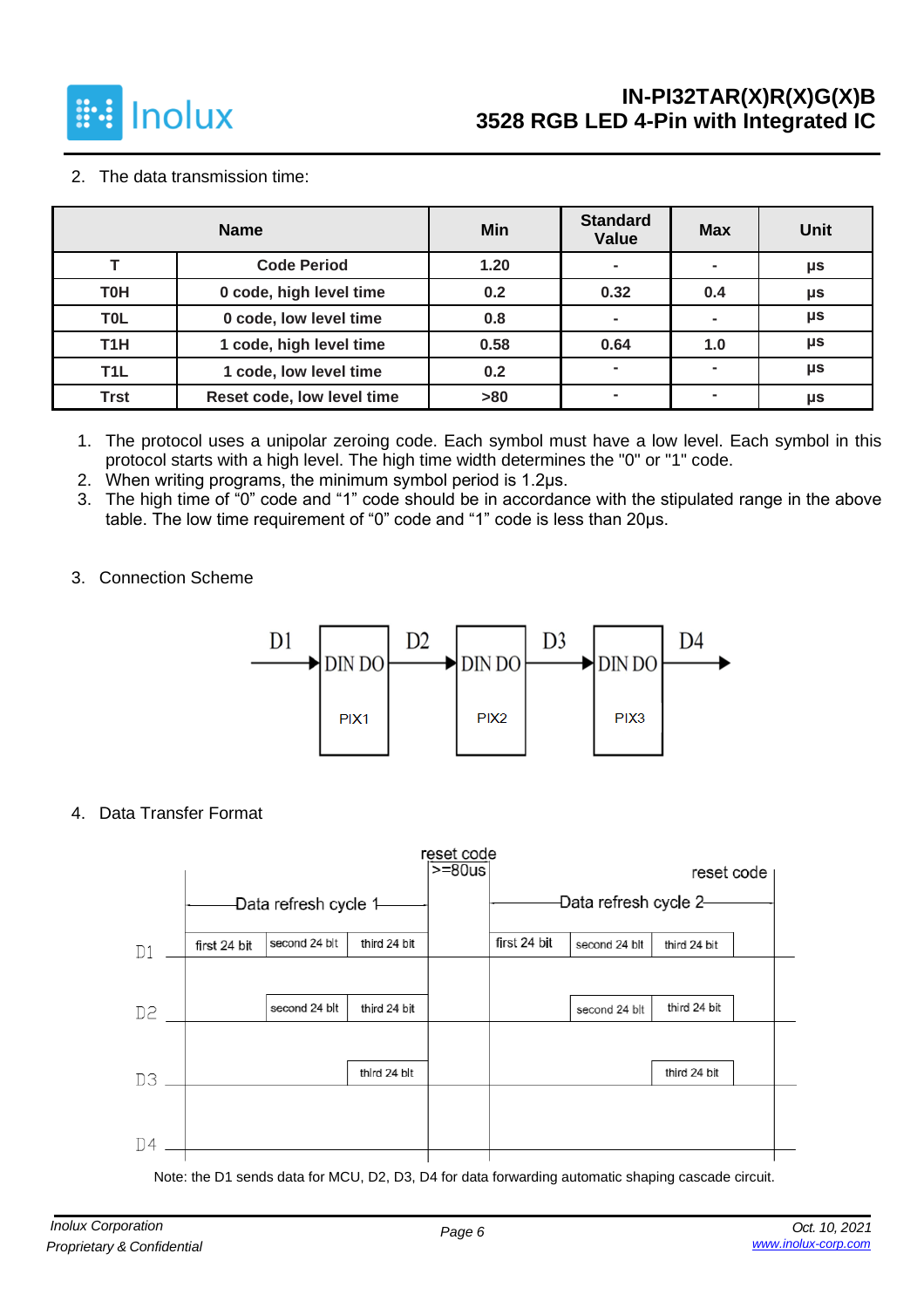2. The data transmission time:

| Name | | Min | Standard Value | Max | Unit |
|---|---|---|---|---|---|
| T | Code Period | 1.20 | - | - | μs |
| T0H | 0 code, high level time | 0.2 | 0.32 | 0.4 | μs |
| T0L | 0 code, low level time | 0.8 | - | - | μs |
| T1H | 1 code, high level time | 0.58 | 0.64 | 1.0 | μs |
| T1L | 1 code, low level time | 0.2 | - | - | μs |
| Trst | Reset code, low level time | >80 | - | - | μs |

1. The protocol uses a unipolar zeroing code. Each symbol must have a low level. Each symbol in this protocol starts with a high level. The high time width determines the "0" or "1" code.
2. When writing programs, the minimum symbol period is 1.2μs.
3. The high time of "0" code and "1" code should be in accordance with the stipulated range in the above table. The low time requirement of "0" code and "1" code is less than 20μs.

3. Connection Scheme

D1 → DIN DO (PIX1) → D2 → DIN DO (PIX2) → D3 → DIN DO (PIX3) → D4

4. Data Transfer Format

| | Data refresh cycle 1 | | | reset code >=80us | Data refresh cycle 2 | | | reset code |
|---|---|---|---|---|---|---|---|---|
| D1 | first 24 bit | second 24 bit | third 24 bit | | first 24 bit | second 24 bit | third 24 bit | |
| D2 | | second 24 bit | third 24 bit | | | second 24 bit | third 24 bit | |
| D3 | | | third 24 bit | | | | third 24 bit | |
| D4 | | | | | | | | |

Note: the D1 sends data for MCU, D2, D3, D4 for data forwarding automatic shaping cascade circuit.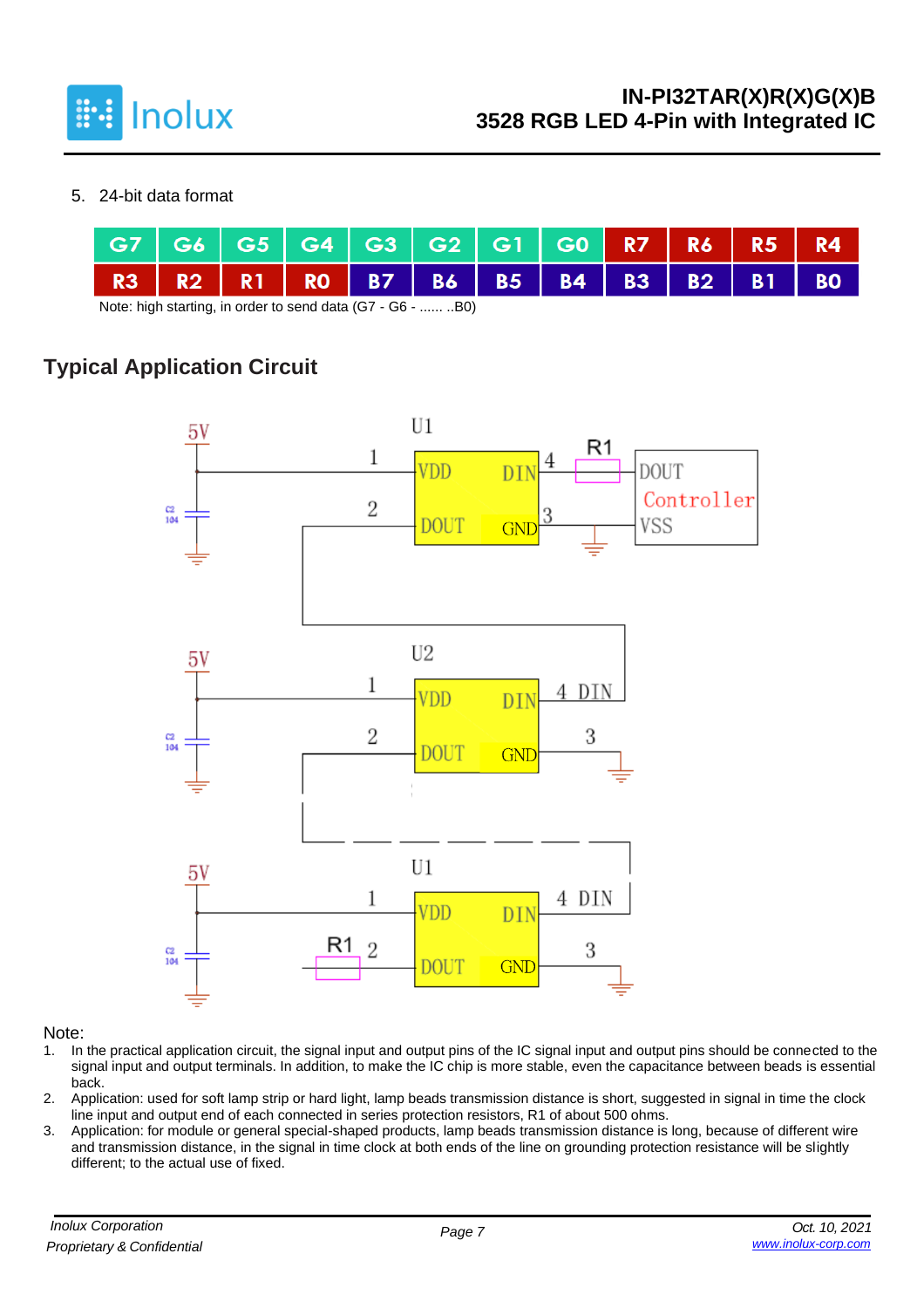5. 24-bit data format

| G7 | G6 | G5 | G4 | G3 | G2 | G1 | G0 | R7 | R6 | R5 | R4 |
|---|---|---|---|---|---|---|---|---|---|---|---|
| R3 | R2 | R1 | R0 | B7 | B6 | B5 | B4 | B3 | B2 | B1 | B0 |

Note: high starting, in order to send data (G7 - G6 - ...... ..B0)

## Typical Application Circuit

Note:

1. In the practical application circuit, the signal input and output pins of the IC signal input and output pins should be connected to the signal input and output terminals. In addition, to make the IC chip is more stable, even the capacitance between beads is essential back.
2. Application: used for soft lamp strip or hard light, lamp beads transmission distance is short, suggested in signal in time the clock line input and output end of each connected in series protection resistors, R1 of about 500 ohms.
3. Application: for module or general special-shaped products, lamp beads transmission distance is long, because of different wire and transmission distance, in the signal in time clock at both ends of the line on grounding protection resistance will be slightly different; to the actual use of fixed.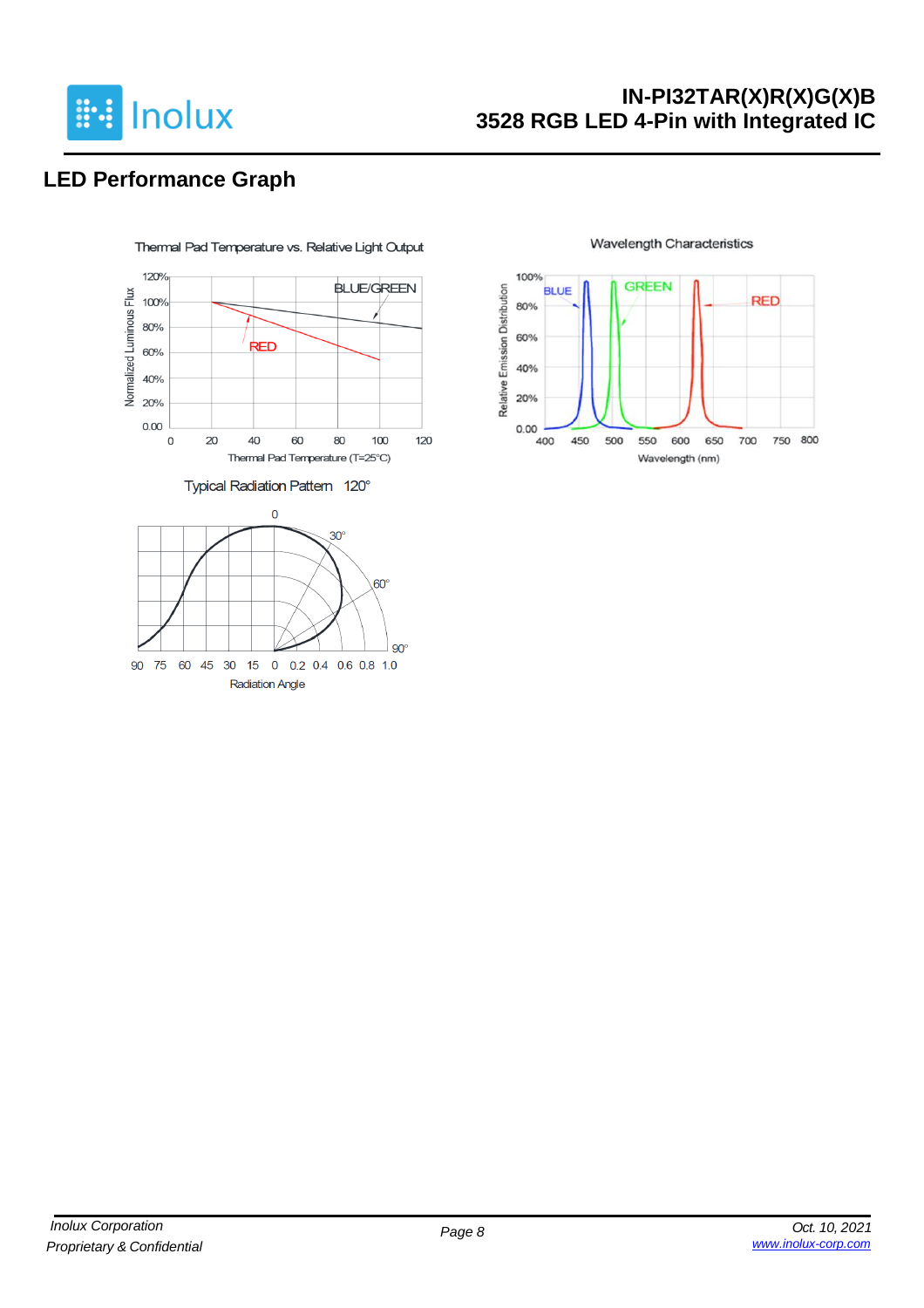## LED Performance Graph

Thermal Pad Temperature vs. Relative Light Output

Wavelength Characteristics

Typical Radiation Pattern 120°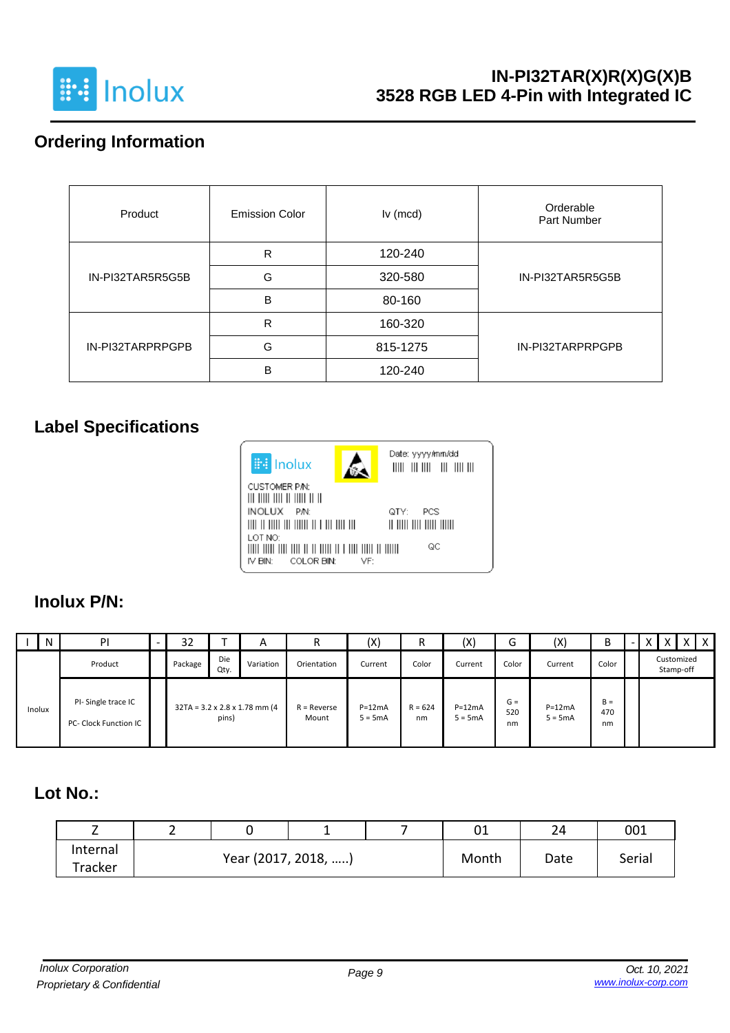## Ordering Information

| Product | Emission Color | Iv (mcd) | Orderable Part Number |
|---|---|---|---|
| IN-PI32TAR5R5G5B | R | 120-240 | IN-PI32TAR5R5G5B |
| | G | 320-580 | |
| | B | 80-160 | |
| IN-PI32TARPRPGPB | R | 160-320 | IN-PI32TARPRPGPB |
| | G | 815-1275 | |
| | B | 120-240 | |

## Label Specifications

Inolux

Date: yyyy/mm/dd

CUSTOMER P/N:

INOLUX P/N:

QTY: PCS

LOT NO:

QC

IV BIN: COLOR BIN: VF:

## Inolux P/N:

| I | N | PI | - | 32 | T | A | R | (X) | R | (X) | G | (X) | B | - | X | X | X | X |
|---|---|---|---|---|---|---|---|---|---|---|---|---|---|---|---|---|---|---|
| Inolux | | Product | | Package | Die Qty. | Variation | Orientation | Current | Color | Current | Color | Current | Color | | Customized Stamp-off | | | |
| | | PI- Single trace IC<br>PC- Clock Function IC | | 32TA = 3.2 x 2.8 x 1.78 mm (4 pins) | | | R = Reverse Mount | P=12mA<br>5 = 5mA | R = 624 nm | P=12mA<br>5 = 5mA | G = 520 nm | P=12mA<br>5 = 5mA | B = 470 nm | | | | | |

## Lot No.:

| Z | 2 | 0 | 1 | 7 | 01 | 24 | 001 |
|---|---|---|---|---|---|---|---|
| Internal Tracker | Year (2017, 2018, …..) | | | | Month | Date | Serial |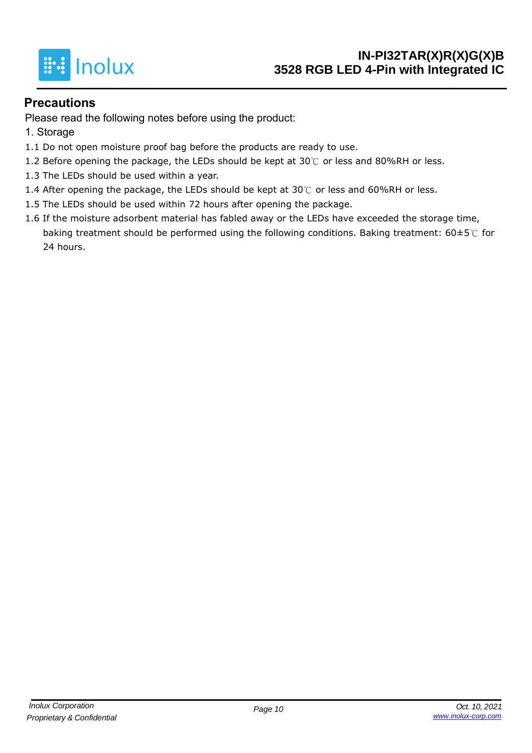## Precautions

Please read the following notes before using the product:

1. Storage

1.1 Do not open moisture proof bag before the products are ready to use.

1.2 Before opening the package, the LEDs should be kept at 30℃ or less and 80%RH or less.

1.3 The LEDs should be used within a year.

1.4 After opening the package, the LEDs should be kept at 30℃ or less and 60%RH or less.

1.5 The LEDs should be used within 72 hours after opening the package.

1.6 If the moisture adsorbent material has fabled away or the LEDs have exceeded the storage time, baking treatment should be performed using the following conditions. Baking treatment: 60±5℃ for 24 hours.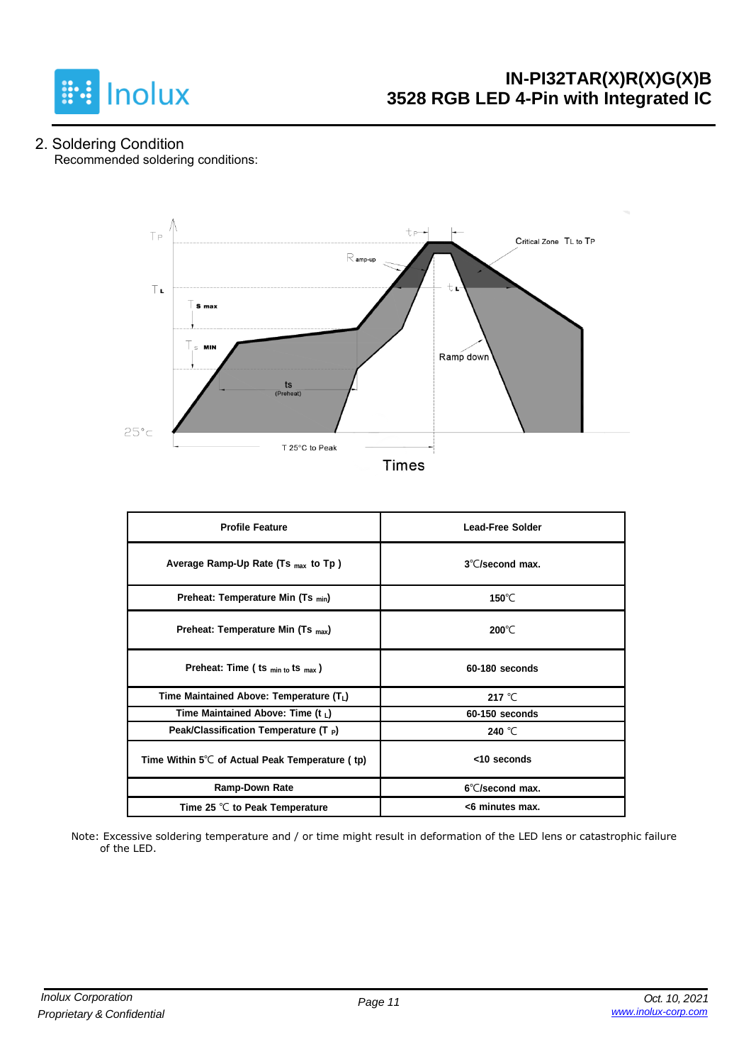## 2. Soldering Condition

Recommended soldering conditions:

| Profile Feature | Lead-Free Solder |
|---|---|
| Average Ramp-Up Rate ($Ts_{max}$ to Tp ) | 3℃/second max. |
| Preheat: Temperature Min ($Ts_{min}$) | 150℃ |
| Preheat: Temperature Min ($Ts_{max}$) | 200℃ |
| Preheat: Time ( $ts_{min\ to}\ ts_{max}$ ) | 60-180 seconds |
| Time Maintained Above: Temperature ($T_L$) | 217 ℃ |
| Time Maintained Above: Time ($t_L$) | 60-150 seconds |
| Peak/Classification Temperature ($T_P$) | 240 ℃ |
| Time Within 5℃ of Actual Peak Temperature ( tp) | <10 seconds |
| Ramp-Down Rate | 6℃/second max. |
| Time 25 ℃ to Peak Temperature | <6 minutes max. |

Note: Excessive soldering temperature and / or time might result in deformation of the LED lens or catastrophic failure of the LED.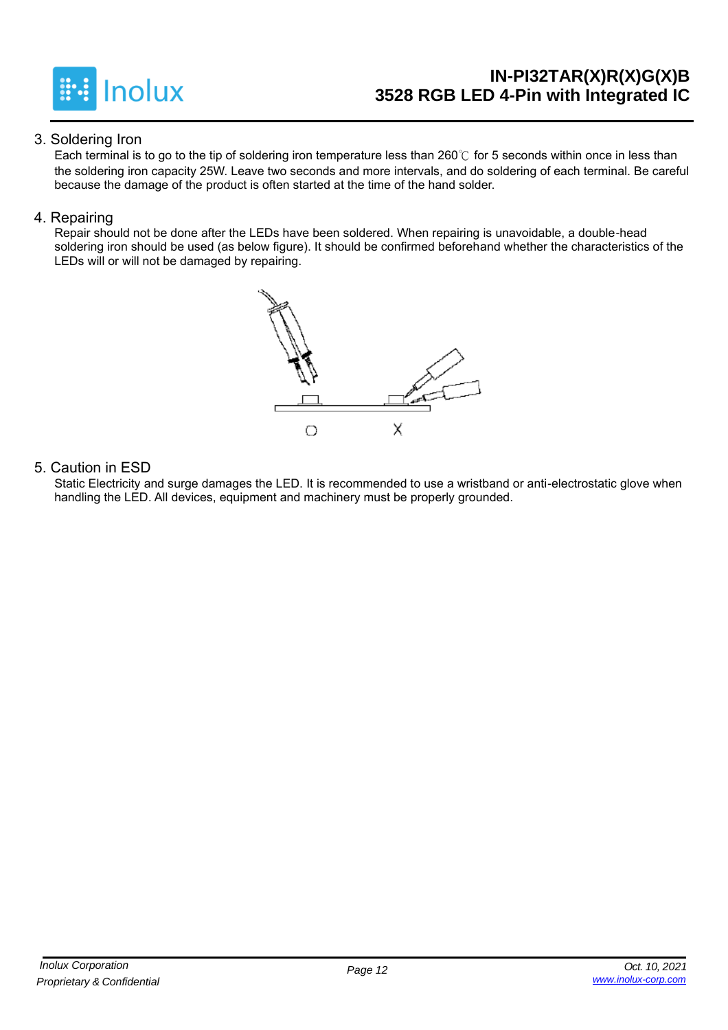## 3. Soldering Iron

Each terminal is to go to the tip of soldering iron temperature less than 260℃ for 5 seconds within once in less than the soldering iron capacity 25W. Leave two seconds and more intervals, and do soldering of each terminal. Be careful because the damage of the product is often started at the time of the hand solder.

## 4. Repairing

Repair should not be done after the LEDs have been soldered. When repairing is unavoidable, a double-head soldering iron should be used (as below figure). It should be confirmed beforehand whether the characteristics of the LEDs will or will not be damaged by repairing.

O X

## 5. Caution in ESD

Static Electricity and surge damages the LED. It is recommended to use a wristband or anti-electrostatic glove when handling the LED. All devices, equipment and machinery must be properly grounded.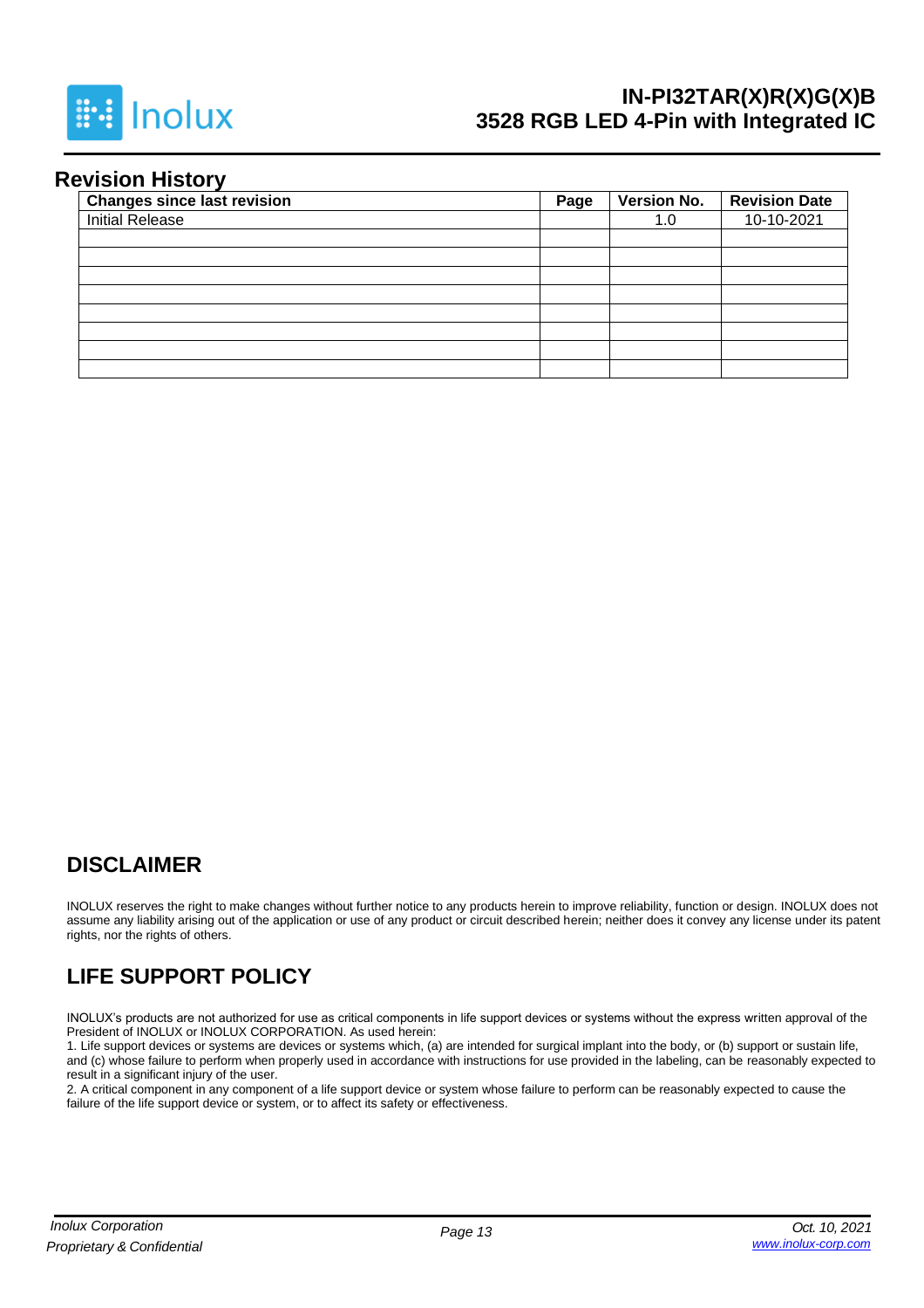## Revision History

| Changes since last revision | Page | Version No. | Revision Date |
|---|---|---|---|
| Initial Release | | 1.0 | 10-10-2021 |
| | | | |
| | | | |
| | | | |
| | | | |
| | | | |
| | | | |
| | | | |
| | | | |

## DISCLAIMER

INOLUX reserves the right to make changes without further notice to any products herein to improve reliability, function or design. INOLUX does not assume any liability arising out of the application or use of any product or circuit described herein; neither does it convey any license under its patent rights, nor the rights of others.

## LIFE SUPPORT POLICY

INOLUX's products are not authorized for use as critical components in life support devices or systems without the express written approval of the President of INOLUX or INOLUX CORPORATION. As used herein:

1. Life support devices or systems are devices or systems which, (a) are intended for surgical implant into the body, or (b) support or sustain life, and (c) whose failure to perform when properly used in accordance with instructions for use provided in the labeling, can be reasonably expected to result in a significant injury of the user.
2. A critical component in any component of a life support device or system whose failure to perform can be reasonably expected to cause the failure of the life support device or system, or to affect its safety or effectiveness.